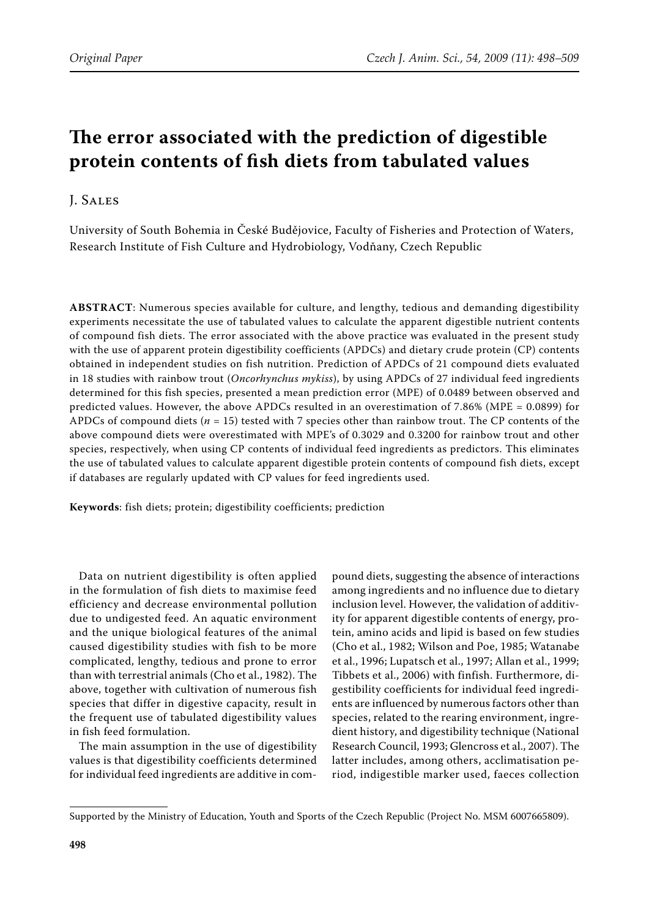# The error associated with the prediction of digestible protein contents of fish diets from tabulated values

J. Sales

University of South Bohemia in České Budějovice, Faculty of Fisheries and Protection of Waters, Research Institute of Fish Culture and Hydrobiology, Vodňany, Czech Republic

**ABSTRACT**: Numerous species available for culture, and lengthy, tedious and demanding digestibility experiments necessitate the use of tabulated values to calculate the apparent digestible nutrient contents of compound fish diets. The error associated with the above practice was evaluated in the present study with the use of apparent protein digestibility coefficients (APDCs) and dietary crude protein (CP) contents obtained in independent studies on fish nutrition. Prediction of APDCs of 21 compound diets evaluated in 18 studies with rainbow trout (*Oncorhynchus mykiss*), by using APDCs of 27 individual feed ingredients determined for this fish species, presented a mean prediction error (MPE) of 0.0489 between observed and predicted values. However, the above APDCs resulted in an overestimation of 7.86% (MPE = 0.0899) for APDCs of compound diets ($n$ = 15) tested with 7 species other than rainbow trout. The CP contents of the above compound diets were overestimated with MPE's of 0.3029 and 0.3200 for rainbow trout and other species, respectively, when using CP contents of individual feed ingredients as predictors. This eliminates the use of tabulated values to calculate apparent digestible protein contents of compound fish diets, except if databases are regularly updated with CP values for feed ingredients used.

**Keywords**: fish diets; protein; digestibility coefficients; prediction

Data on nutrient digestibility is often applied in the formulation of fish diets to maximise feed efficiency and decrease environmental pollution due to undigested feed. An aquatic environment and the unique biological features of the animal caused digestibility studies with fish to be more complicated, lengthy, tedious and prone to error than with terrestrial animals (Cho et al., 1982). The above, together with cultivation of numerous fish species that differ in digestive capacity, result in the frequent use of tabulated digestibility values in fish feed formulation.

The main assumption in the use of digestibility values is that digestibility coefficients determined for individual feed ingredients are additive in compound diets, suggesting the absence of interactions among ingredients and no influence due to dietary inclusion level. However, the validation of additivity for apparent digestible contents of energy, protein, amino acids and lipid is based on few studies (Cho et al., 1982; Wilson and Poe, 1985; Watanabe et al., 1996; Lupatsch et al., 1997; Allan et al., 1999; Tibbets et al., 2006) with finfish. Furthermore, digestibility coefficients for individual feed ingredients are influenced by numerous factors other than species, related to the rearing environment, ingredient history, and digestibility technique (National Research Council, 1993; Glencross et al., 2007). The latter includes, among others, acclimatisation period, indigestible marker used, faeces collection

Supported by the Ministry of Education, Youth and Sports of the Czech Republic (Project No. MSM 6007665809).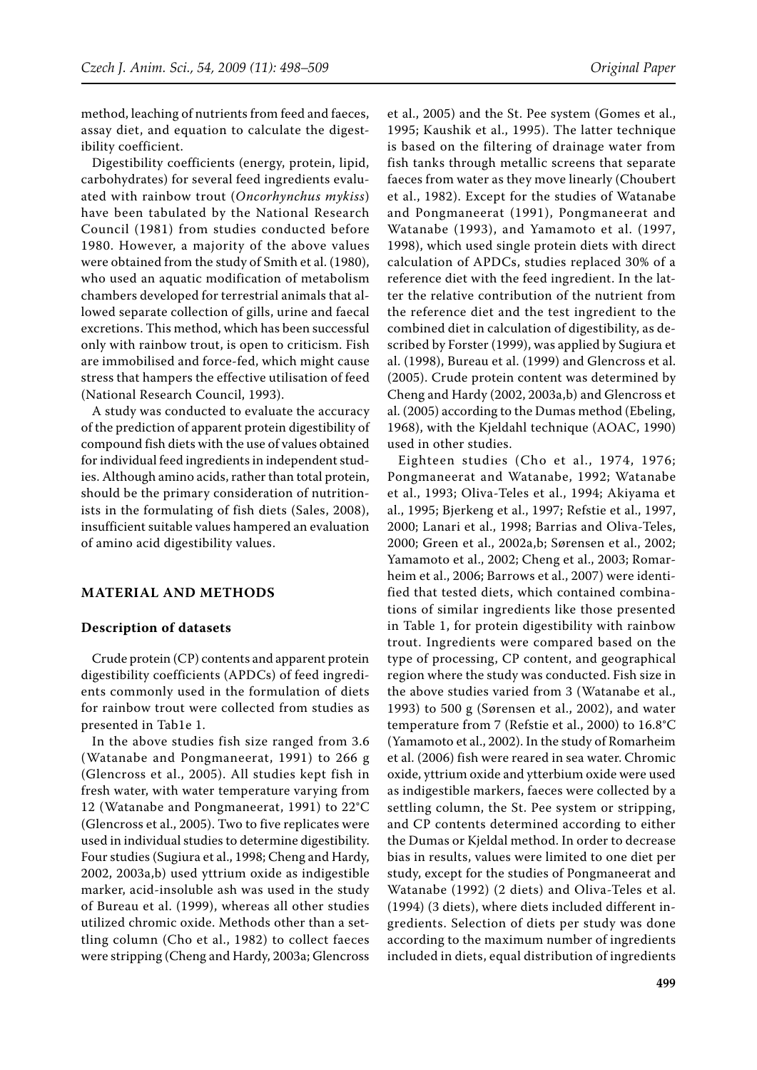method, leaching of nutrients from feed and faeces, assay diet, and equation to calculate the digestibility coefficient.

Digestibility coefficients (energy, protein, lipid, carbohydrates) for several feed ingredients evaluated with rainbow trout (*Oncorhynchus mykiss*) have been tabulated by the National Research Council (1981) from studies conducted before 1980. However, a majority of the above values were obtained from the study of Smith et al. (1980), who used an aquatic modification of metabolism chambers developed for terrestrial animals that allowed separate collection of gills, urine and faecal excretions. This method, which has been successful only with rainbow trout, is open to criticism. Fish are immobilised and force-fed, which might cause stress that hampers the effective utilisation of feed (National Research Council, 1993).

A study was conducted to evaluate the accuracy of the prediction of apparent protein digestibility of compound fish diets with the use of values obtained for individual feed ingredients in independent studies. Although amino acids, rather than total protein, should be the primary consideration of nutritionists in the formulating of fish diets (Sales, 2008), insufficient suitable values hampered an evaluation of amino acid digestibility values.

## MATERIAL AND METHODS

### Description of datasets

Crude protein (CP) contents and apparent protein digestibility coefficients (APDCs) of feed ingredients commonly used in the formulation of diets for rainbow trout were collected from studies as presented in Tab1e 1.

In the above studies fish size ranged from 3.6 (Watanabe and Pongmaneerat, 1991) to 266 g (Glencross et al., 2005). All studies kept fish in fresh water, with water temperature varying from 12 (Watanabe and Pongmaneerat, 1991) to 22°C (Glencross et al., 2005). Two to five replicates were used in individual studies to determine digestibility. Four studies (Sugiura et al., 1998; Cheng and Hardy, 2002, 2003a,b) used yttrium oxide as indigestible marker, acid-insoluble ash was used in the study of Bureau et al. (1999), whereas all other studies utilized chromic oxide. Methods other than a settling column (Cho et al., 1982) to collect faeces were stripping (Cheng and Hardy, 2003a; Glencross et al., 2005) and the St. Pee system (Gomes et al., 1995; Kaushik et al., 1995). The latter technique is based on the filtering of drainage water from fish tanks through metallic screens that separate faeces from water as they move linearly (Choubert et al., 1982). Except for the studies of Watanabe and Pongmaneerat (1991), Pongmaneerat and Watanabe (1993), and Yamamoto et al. (1997, 1998), which used single protein diets with direct calculation of APDCs, studies replaced 30% of a reference diet with the feed ingredient. In the latter the relative contribution of the nutrient from the reference diet and the test ingredient to the combined diet in calculation of digestibility, as described by Forster (1999), was applied by Sugiura et al. (1998), Bureau et al. (1999) and Glencross et al. (2005). Crude protein content was determined by Cheng and Hardy (2002, 2003a,b) and Glencross et al. (2005) according to the Dumas method (Ebeling, 1968), with the Kjeldahl technique (AOAC, 1990) used in other studies.

Eighteen studies (Cho et al., 1974, 1976; Pongmaneerat and Watanabe, 1992; Watanabe et al., 1993; Oliva-Teles et al., 1994; Akiyama et al., 1995; Bjerkeng et al., 1997; Refstie et al., 1997, 2000; Lanari et al., 1998; Barrias and Oliva-Teles, 2000; Green et al., 2002a,b; Sørensen et al., 2002; Yamamoto et al., 2002; Cheng et al., 2003; Romarheim et al., 2006; Barrows et al., 2007) were identified that tested diets, which contained combinations of similar ingredients like those presented in Table 1, for protein digestibility with rainbow trout. Ingredients were compared based on the type of processing, CP content, and geographical region where the study was conducted. Fish size in the above studies varied from 3 (Watanabe et al., 1993) to 500 g (Sørensen et al., 2002), and water temperature from 7 (Refstie et al., 2000) to 16.8°C (Yamamoto et al., 2002). In the study of Romarheim et al. (2006) fish were reared in sea water. Chromic oxide, yttrium oxide and ytterbium oxide were used as indigestible markers, faeces were collected by a settling column, the St. Pee system or stripping, and CP contents determined according to either the Dumas or Kjeldal method. In order to decrease bias in results, values were limited to one diet per study, except for the studies of Pongmaneerat and Watanabe (1992) (2 diets) and Oliva-Teles et al. (1994) (3 diets), where diets included different ingredients. Selection of diets per study was done according to the maximum number of ingredients included in diets, equal distribution of ingredients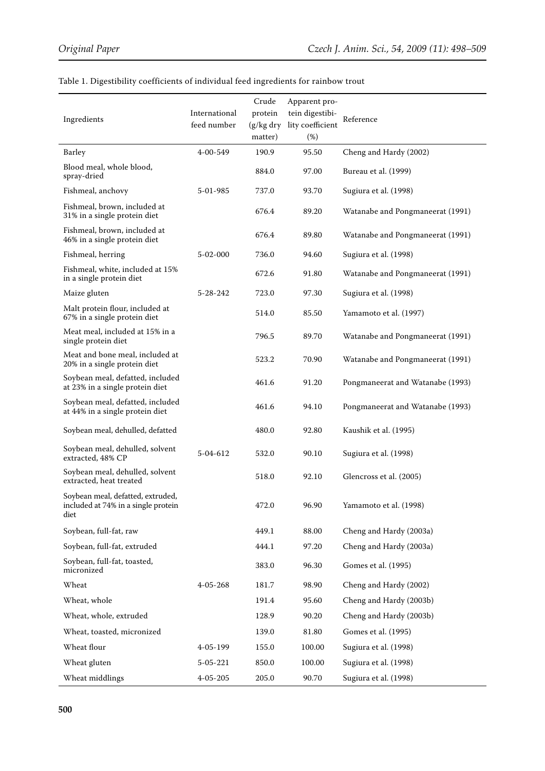Table 1. Digestibility coefficients of individual feed ingredients for rainbow trout

| Ingredients | International feed number | Crude protein (g/kg dry matter) | Apparent protein digestibility coefficient (%) | Reference |
|---|---|---|---|---|
| Barley | 4-00-549 | 190.9 | 95.50 | Cheng and Hardy (2002) |
| Blood meal, whole blood, spray-dried | | 884.0 | 97.00 | Bureau et al. (1999) |
| Fishmeal, anchovy | 5-01-985 | 737.0 | 93.70 | Sugiura et al. (1998) |
| Fishmeal, brown, included at 31% in a single protein diet | | 676.4 | 89.20 | Watanabe and Pongmaneerat (1991) |
| Fishmeal, brown, included at 46% in a single protein diet | | 676.4 | 89.80 | Watanabe and Pongmaneerat (1991) |
| Fishmeal, herring | 5-02-000 | 736.0 | 94.60 | Sugiura et al. (1998) |
| Fishmeal, white, included at 15% in a single protein diet | | 672.6 | 91.80 | Watanabe and Pongmaneerat (1991) |
| Maize gluten | 5-28-242 | 723.0 | 97.30 | Sugiura et al. (1998) |
| Malt protein flour, included at 67% in a single protein diet | | 514.0 | 85.50 | Yamamoto et al. (1997) |
| Meat meal, included at 15% in a single protein diet | | 796.5 | 89.70 | Watanabe and Pongmaneerat (1991) |
| Meat and bone meal, included at 20% in a single protein diet | | 523.2 | 70.90 | Watanabe and Pongmaneerat (1991) |
| Soybean meal, defatted, included at 23% in a single protein diet | | 461.6 | 91.20 | Pongmaneerat and Watanabe (1993) |
| Soybean meal, defatted, included at 44% in a single protein diet | | 461.6 | 94.10 | Pongmaneerat and Watanabe (1993) |
| Soybean meal, dehulled, defatted | | 480.0 | 92.80 | Kaushik et al. (1995) |
| Soybean meal, dehulled, solvent extracted, 48% CP | 5-04-612 | 532.0 | 90.10 | Sugiura et al. (1998) |
| Soybean meal, dehulled, solvent extracted, heat treated | | 518.0 | 92.10 | Glencross et al. (2005) |
| Soybean meal, defatted, extruded, included at 74% in a single protein diet | | 472.0 | 96.90 | Yamamoto et al. (1998) |
| Soybean, full-fat, raw | | 449.1 | 88.00 | Cheng and Hardy (2003a) |
| Soybean, full-fat, extruded | | 444.1 | 97.20 | Cheng and Hardy (2003a) |
| Soybean, full-fat, toasted, micronized | | 383.0 | 96.30 | Gomes et al. (1995) |
| Wheat | 4-05-268 | 181.7 | 98.90 | Cheng and Hardy (2002) |
| Wheat, whole | | 191.4 | 95.60 | Cheng and Hardy (2003b) |
| Wheat, whole, extruded | | 128.9 | 90.20 | Cheng and Hardy (2003b) |
| Wheat, toasted, micronized | | 139.0 | 81.80 | Gomes et al. (1995) |
| Wheat flour | 4-05-199 | 155.0 | 100.00 | Sugiura et al. (1998) |
| Wheat gluten | 5-05-221 | 850.0 | 100.00 | Sugiura et al. (1998) |
| Wheat middlings | 4-05-205 | 205.0 | 90.70 | Sugiura et al. (1998) |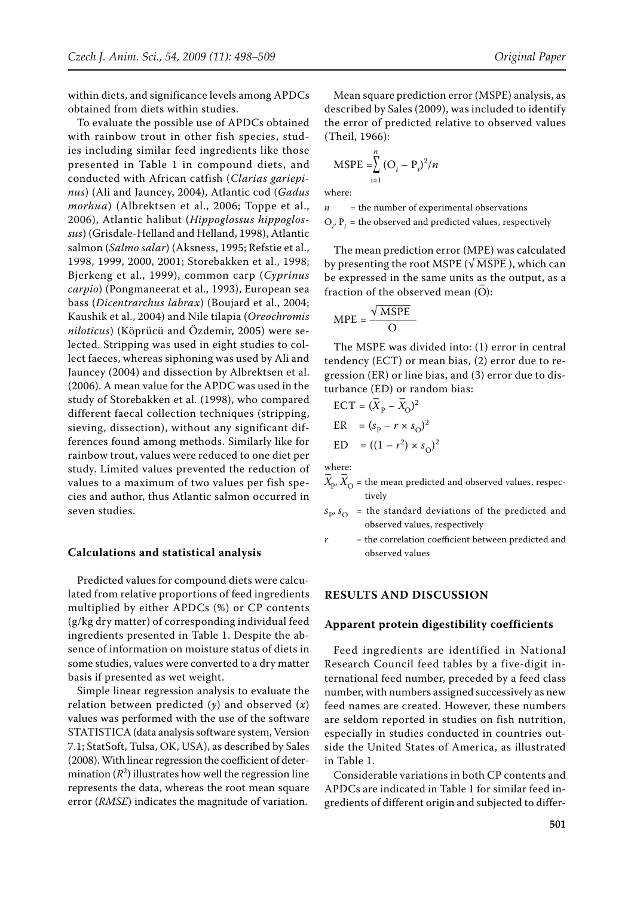within diets, and significance levels among APDCs obtained from diets within studies.

To evaluate the possible use of APDCs obtained with rainbow trout in other fish species, studies including similar feed ingredients like those presented in Table 1 in compound diets, and conducted with African catfish (*Clarias gariepinus*) (Ali and Jauncey, 2004), Atlantic cod (*Gadus morhua*) (Albrektsen et al., 2006; Toppe et al., 2006), Atlantic halibut (*Hippoglossus hippoglossus*) (Grisdale-Helland and Helland, 1998), Atlantic salmon (*Salmo salar*) (Aksness, 1995; Refstie et al., 1998, 1999, 2000, 2001; Storebakken et al., 1998; Bjerkeng et al., 1999), common carp (*Cyprinus carpio*) (Pongmaneerat et al., 1993), European sea bass (*Dicentrarchus labrax*) (Boujard et al., 2004; Kaushik et al., 2004) and Nile tilapia (*Oreochromis niloticus*) (Köprücü and Özdemir, 2005) were selected. Stripping was used in eight studies to collect faeces, whereas siphoning was used by Ali and Jauncey (2004) and dissection by Albrektsen et al. (2006). A mean value for the APDC was used in the study of Storebakken et al. (1998), who compared different faecal collection techniques (stripping, sieving, dissection), without any significant differences found among methods. Similarly like for rainbow trout, values were reduced to one diet per study. Limited values prevented the reduction of values to a maximum of two values per fish species and author, thus Atlantic salmon occurred in seven studies.

### Calculations and statistical analysis

Predicted values for compound diets were calculated from relative proportions of feed ingredients multiplied by either APDCs (%) or CP contents (g/kg dry matter) of corresponding individual feed ingredients presented in Table 1. Despite the absence of information on moisture status of diets in some studies, values were converted to a dry matter basis if presented as wet weight.

Simple linear regression analysis to evaluate the relation between predicted ($y$) and observed ($x$) values was performed with the use of the software STATISTICA (data analysis software system, Version 7.1; StatSoft, Tulsa, OK, USA), as described by Sales (2008). With linear regression the coefficient of determination ($R^2$) illustrates how well the regression line represents the data, whereas the root mean square error (*RMSE*) indicates the magnitude of variation.

Mean square prediction error (MSPE) analysis, as described by Sales (2009), was included to identify the error of predicted relative to observed values (Theil, 1966):

$$\text{MSPE} = \sum_{i=1}^{n} (\text{O}_i - \text{P}_i)^2/n$$

where:

$n$ = the number of experimental observations

$\text{O}_i$, $\text{P}_i$ = the observed and predicted values, respectively

The mean prediction error (MPE) was calculated by presenting the root MSPE ($\sqrt{\text{MSPE}}$), which can be expressed in the same units as the output, as a fraction of the observed mean ($\bar{\text{O}}$):

$$\text{MPE} = \frac{\sqrt{\text{MSPE}}}{\text{O}}$$

The MSPE was divided into: (1) error in central tendency (ECT) or mean bias, (2) error due to regression (ER) or line bias, and (3) error due to disturbance (ED) or random bias:

$$\text{ECT} = (\bar{X}_\text{P} - \bar{X}_\text{O})^2$$

$$\text{ER} = (s_\text{P} - r \times s_\text{O})^2$$

$$\text{ED} = ((1 - r^2) \times s_\text{O})^2$$

where:

$\bar{X}_\text{P}$, $\bar{X}_\text{O}$ = the mean predicted and observed values, respectively

$s_\text{P}$, $s_\text{O}$ = the standard deviations of the predicted and observed values, respectively

$r$ = the correlation coefficient between predicted and observed values

## RESULTS AND DISCUSSION

### Apparent protein digestibility coefficients

Feed ingredients are identified in National Research Council feed tables by a five-digit international feed number, preceded by a feed class number, with numbers assigned successively as new feed names are created. However, these numbers are seldom reported in studies on fish nutrition, especially in studies conducted in countries outside the United States of America, as illustrated in Table 1.

Considerable variations in both CP contents and APDCs are indicated in Table 1 for similar feed ingredients of different origin and subjected to differ-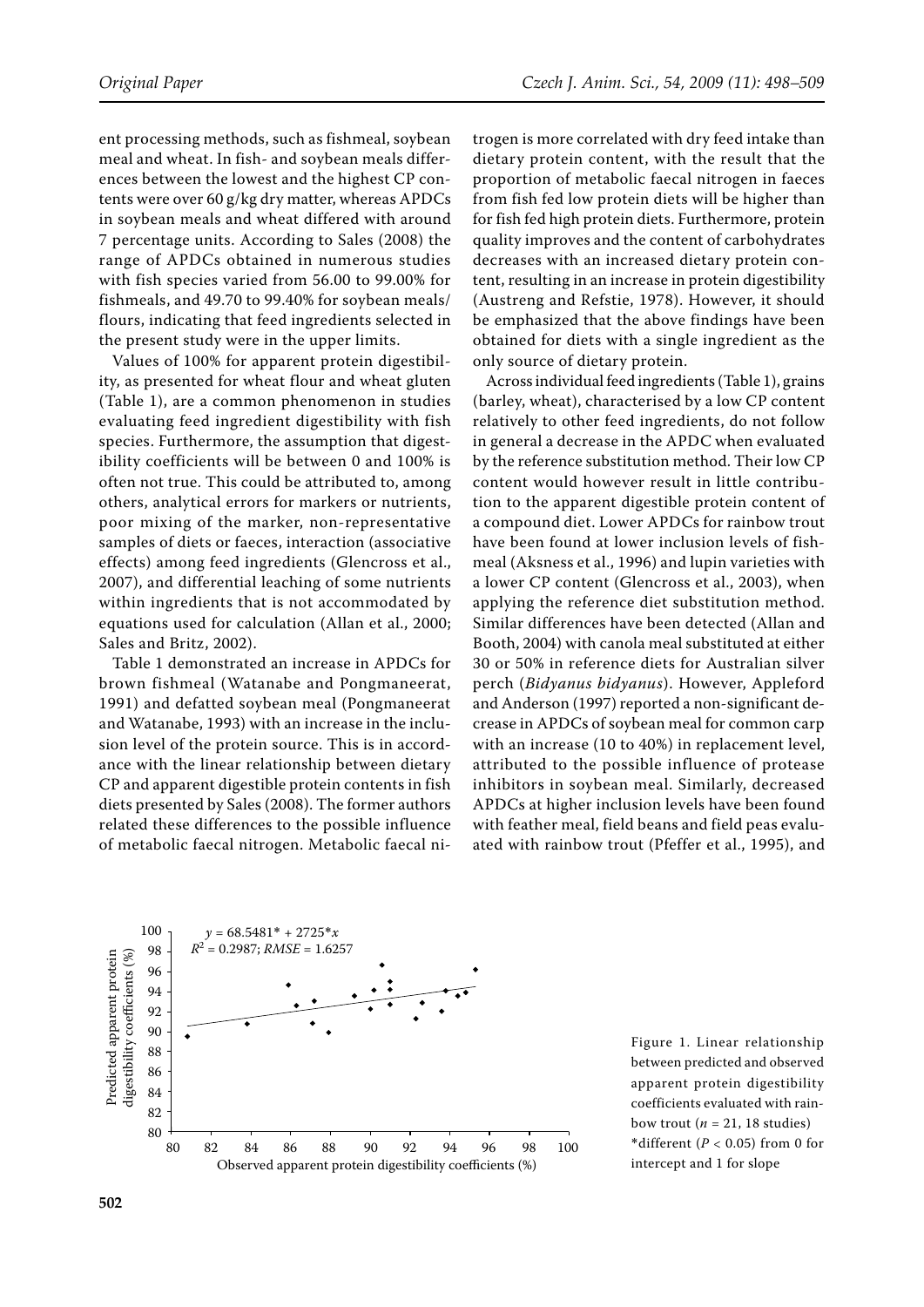ent processing methods, such as fishmeal, soybean meal and wheat. In fish- and soybean meals differences between the lowest and the highest CP contents were over 60 g/kg dry matter, whereas APDCs in soybean meals and wheat differed with around 7 percentage units. According to Sales (2008) the range of APDCs obtained in numerous studies with fish species varied from 56.00 to 99.00% for fishmeals, and 49.70 to 99.40% for soybean meals/flours, indicating that feed ingredients selected in the present study were in the upper limits.

Values of 100% for apparent protein digestibility, as presented for wheat flour and wheat gluten (Table 1), are a common phenomenon in studies evaluating feed ingredient digestibility with fish species. Furthermore, the assumption that digestibility coefficients will be between 0 and 100% is often not true. This could be attributed to, among others, analytical errors for markers or nutrients, poor mixing of the marker, non-representative samples of diets or faeces, interaction (associative effects) among feed ingredients (Glencross et al., 2007), and differential leaching of some nutrients within ingredients that is not accommodated by equations used for calculation (Allan et al., 2000; Sales and Britz, 2002).

Table 1 demonstrated an increase in APDCs for brown fishmeal (Watanabe and Pongmaneerat, 1991) and defatted soybean meal (Pongmaneerat and Watanabe, 1993) with an increase in the inclusion level of the protein source. This is in accordance with the linear relationship between dietary CP and apparent digestible protein contents in fish diets presented by Sales (2008). The former authors related these differences to the possible influence of metabolic faecal nitrogen. Metabolic faecal nitrogen is more correlated with dry feed intake than dietary protein content, with the result that the proportion of metabolic faecal nitrogen in faeces from fish fed low protein diets will be higher than for fish fed high protein diets. Furthermore, protein quality improves and the content of carbohydrates decreases with an increased dietary protein content, resulting in an increase in protein digestibility (Austreng and Refstie, 1978). However, it should be emphasized that the above findings have been obtained for diets with a single ingredient as the only source of dietary protein.

Across individual feed ingredients (Table 1), grains (barley, wheat), characterised by a low CP content relatively to other feed ingredients, do not follow in general a decrease in the APDC when evaluated by the reference substitution method. Their low CP content would however result in little contribution to the apparent digestible protein content of a compound diet. Lower APDCs for rainbow trout have been found at lower inclusion levels of fishmeal (Aksness et al., 1996) and lupin varieties with a lower CP content (Glencross et al., 2003), when applying the reference diet substitution method. Similar differences have been detected (Allan and Booth, 2004) with canola meal substituted at either 30 or 50% in reference diets for Australian silver perch (*Bidyanus bidyanus*). However, Appleford and Anderson (1997) reported a non-significant decrease in APDCs of soybean meal for common carp with an increase (10 to 40%) in replacement level, attributed to the possible influence of protease inhibitors in soybean meal. Similarly, decreased APDCs at higher inclusion levels have been found with feather meal, field beans and field peas evaluated with rainbow trout (Pfeffer et al., 1995), and

$y = 68.5481^* + 2725^*x$
$R^2 = 0.2987$; $RMSE = 1.6257$

Figure 1. Linear relationship between predicted and observed apparent protein digestibility coefficients evaluated with rainbow trout ($n = 21$, 18 studies)
*different ($P < 0.05$) from 0 for intercept and 1 for slope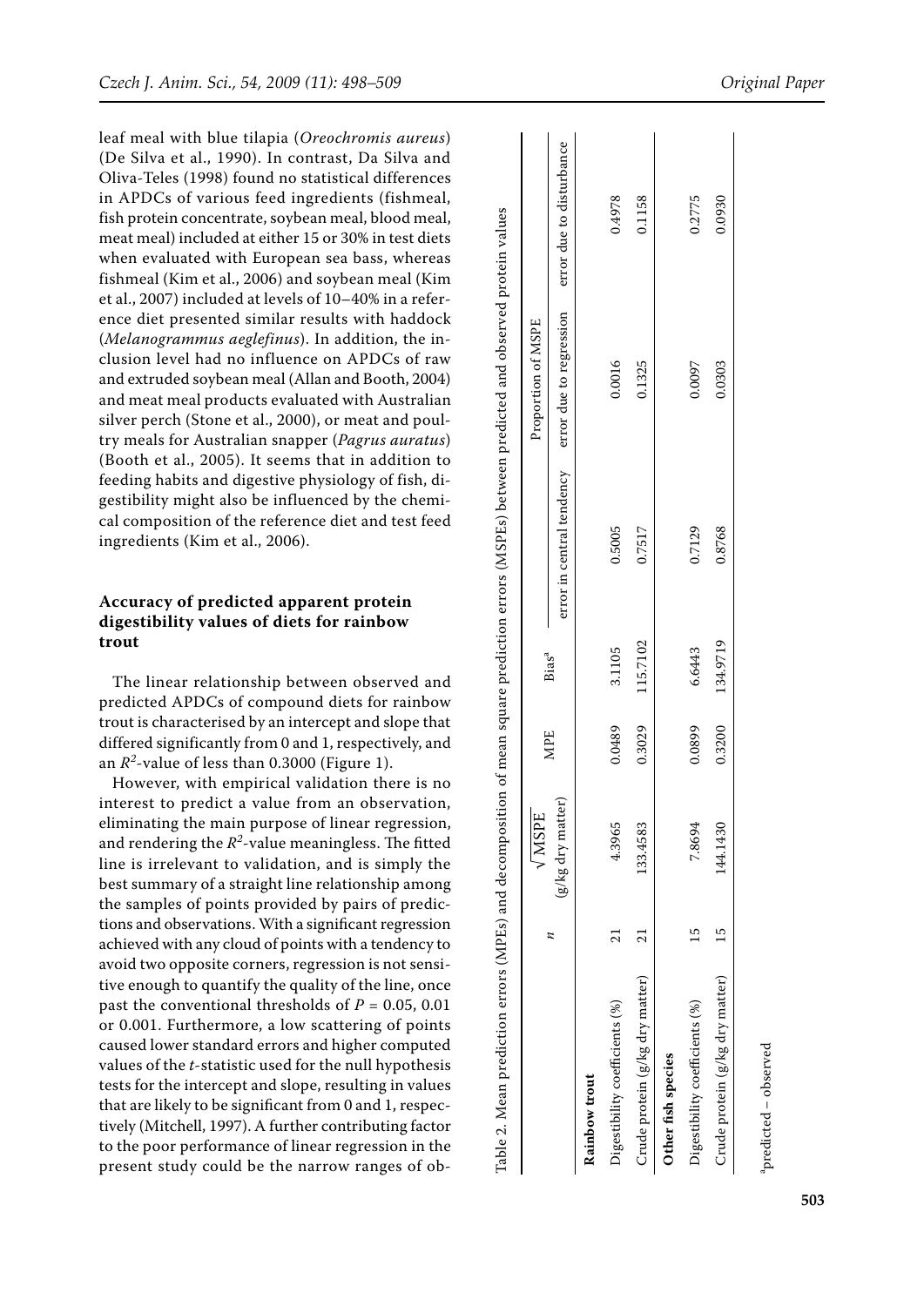leaf meal with blue tilapia (*Oreochromis aureus*) (De Silva et al., 1990). In contrast, Da Silva and Oliva-Teles (1998) found no statistical differences in APDCs of various feed ingredients (fishmeal, fish protein concentrate, soybean meal, blood meal, meat meal) included at either 15 or 30% in test diets when evaluated with European sea bass, whereas fishmeal (Kim et al., 2006) and soybean meal (Kim et al., 2007) included at levels of 10–40% in a reference diet presented similar results with haddock (*Melanogrammus aeglefinus*). In addition, the inclusion level had no influence on APDCs of raw and extruded soybean meal (Allan and Booth, 2004) and meat meal products evaluated with Australian silver perch (Stone et al., 2000), or meat and poultry meals for Australian snapper (*Pagrus auratus*) (Booth et al., 2005). It seems that in addition to feeding habits and digestive physiology of fish, digestibility might also be influenced by the chemical composition of the reference diet and test feed ingredients (Kim et al., 2006).

### Accuracy of predicted apparent protein digestibility values of diets for rainbow trout

The linear relationship between observed and predicted APDCs of compound diets for rainbow trout is characterised by an intercept and slope that differed significantly from 0 and 1, respectively, and an $R^2$-value of less than 0.3000 (Figure 1).

However, with empirical validation there is no interest to predict a value from an observation, eliminating the main purpose of linear regression, and rendering the $R^2$-value meaningless. The fitted line is irrelevant to validation, and is simply the best summary of a straight line relationship among the samples of points provided by pairs of predictions and observations. With a significant regression achieved with any cloud of points with a tendency to avoid two opposite corners, regression is not sensitive enough to quantify the quality of the line, once past the conventional thresholds of $P$ = 0.05, 0.01 or 0.001. Furthermore, a low scattering of points caused lower standard errors and higher computed values of the $t$-statistic used for the null hypothesis tests for the intercept and slope, resulting in values that are likely to be significant from 0 and 1, respectively (Mitchell, 1997). A further contributing factor to the poor performance of linear regression in the present study could be the narrow ranges of ob-

Table 2. Mean prediction errors (MPEs) and decomposition of mean square prediction errors (MSPEs) between predicted and observed protein values

| | $n$ | $\sqrt{\text{MSPE}}$ (g/kg dry matter) | MPE | Bias[a] | Proportion of MSPE | | |
|---|---|---|---|---|---|---|---|
| | | | | | error in central tendency | error due to regression | error due to disturbance |
| **Rainbow trout** | | | | | | | |
| Digestibility coefficients (%) | 21 | 4.3965 | 0.0489 | 3.1105 | 0.5005 | 0.0016 | 0.4978 |
| Crude protein (g/kg dry matter) | 21 | 133.4583 | 0.3029 | 115.7102 | 0.7517 | 0.1325 | 0.1158 |
| **Other fish species** | | | | | | | |
| Digestibility coefficients (%) | 15 | 7.8694 | 0.0899 | 6.6443 | 0.7129 | 0.0097 | 0.2775 |
| Crude protein (g/kg dry matter) | 15 | 144.1430 | 0.3200 | 134.9719 | 0.8768 | 0.0303 | 0.0930 |

[a]predicted – observed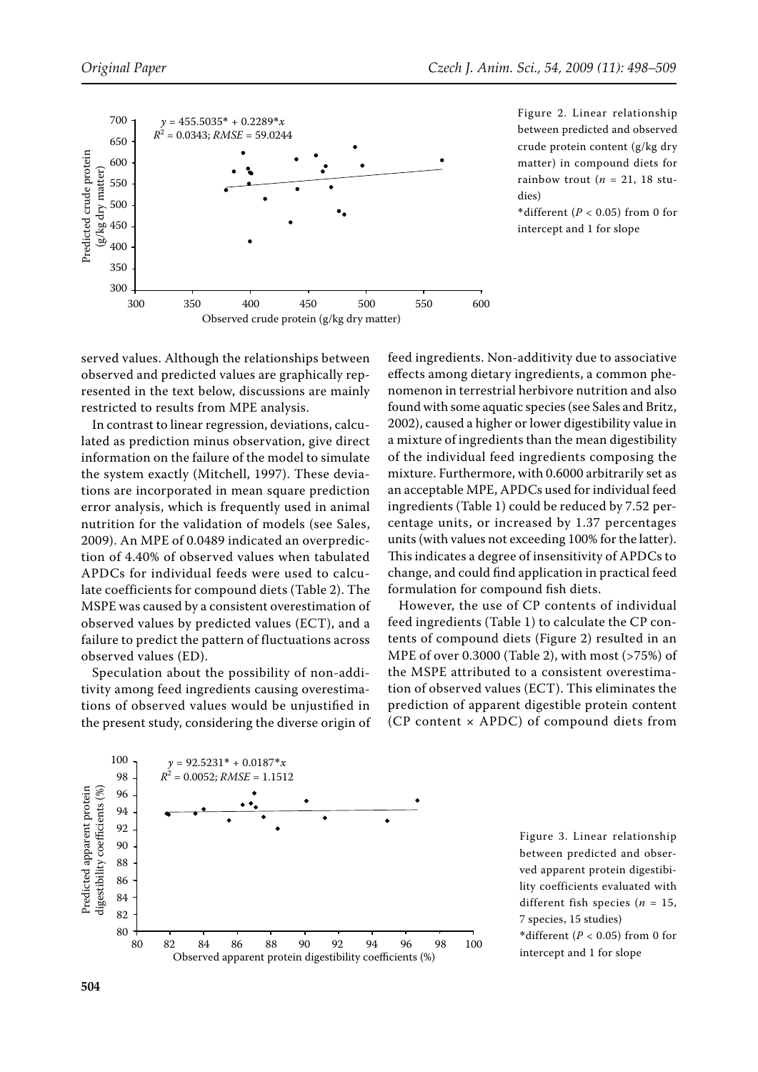Figure 2. Linear relationship between predicted and observed crude protein content (g/kg dry matter) in compound diets for rainbow trout ($n$ = 21, 18 studies)

*different ($P$ < 0.05) from 0 for intercept and 1 for slope

served values. Although the relationships between observed and predicted values are graphically represented in the text below, discussions are mainly restricted to results from MPE analysis.

In contrast to linear regression, deviations, calculated as prediction minus observation, give direct information on the failure of the model to simulate the system exactly (Mitchell, 1997). These deviations are incorporated in mean square prediction error analysis, which is frequently used in animal nutrition for the validation of models (see Sales, 2009). An MPE of 0.0489 indicated an overprediction of 4.40% of observed values when tabulated APDCs for individual feeds were used to calculate coefficients for compound diets (Table 2). The MSPE was caused by a consistent overestimation of observed values by predicted values (ECT), and a failure to predict the pattern of fluctuations across observed values (ED).

Speculation about the possibility of non-additivity among feed ingredients causing overestimations of observed values would be unjustified in the present study, considering the diverse origin of feed ingredients. Non-additivity due to associative effects among dietary ingredients, a common phenomenon in terrestrial herbivore nutrition and also found with some aquatic species (see Sales and Britz, 2002), caused a higher or lower digestibility value in a mixture of ingredients than the mean digestibility of the individual feed ingredients composing the mixture. Furthermore, with 0.6000 arbitrarily set as an acceptable MPE, APDCs used for individual feed ingredients (Table 1) could be reduced by 7.52 percentage units, or increased by 1.37 percentages units (with values not exceeding 100% for the latter). This indicates a degree of insensitivity of APDCs to change, and could find application in practical feed formulation for compound fish diets.

However, the use of CP contents of individual feed ingredients (Table 1) to calculate the CP contents of compound diets (Figure 2) resulted in an MPE of over 0.3000 (Table 2), with most (>75%) of the MSPE attributed to a consistent overestimation of observed values (ECT). This eliminates the prediction of apparent digestible protein content (CP content × APDC) of compound diets from

Figure 3. Linear relationship between predicted and observed apparent protein digestibility coefficients evaluated with different fish species ($n$ = 15, 7 species, 15 studies)

*different ($P$ < 0.05) from 0 for intercept and 1 for slope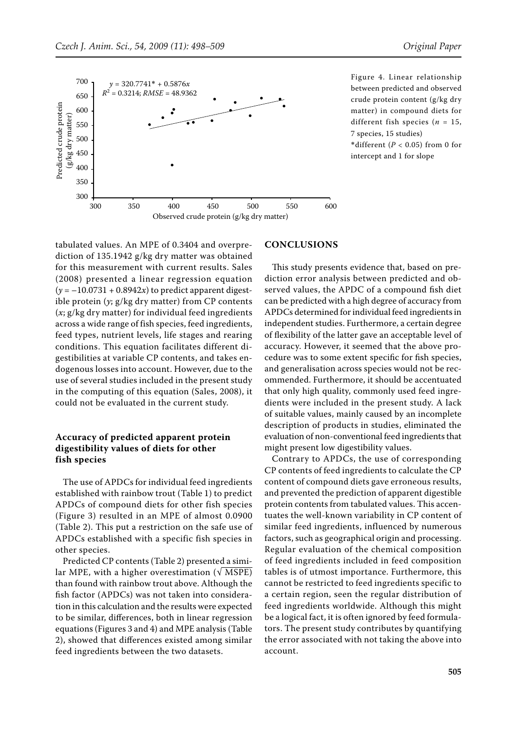Figure 4. Linear relationship between predicted and observed crude protein content (g/kg dry matter) in compound diets for different fish species ($n$ = 15, 7 species, 15 studies)
*different ($P$ < 0.05) from 0 for intercept and 1 for slope

tabulated values. An MPE of 0.3404 and overprediction of 135.1942 g/kg dry matter was obtained for this measurement with current results. Sales (2008) presented a linear regression equation ($y = -10.0731 + 0.8942x$) to predict apparent digestible protein ($y$; g/kg dry matter) from CP contents ($x$; g/kg dry matter) for individual feed ingredients across a wide range of fish species, feed ingredients, feed types, nutrient levels, life stages and rearing conditions. This equation facilitates different digestibilities at variable CP contents, and takes endogenous losses into account. However, due to the use of several studies included in the present study in the computing of this equation (Sales, 2008), it could not be evaluated in the current study.

### Accuracy of predicted apparent protein digestibility values of diets for other fish species

The use of APDCs for individual feed ingredients established with rainbow trout (Table 1) to predict APDCs of compound diets for other fish species (Figure 3) resulted in an MPE of almost 0.0900 (Table 2). This put a restriction on the safe use of APDCs established with a specific fish species in other species.

Predicted CP contents (Table 2) presented a similar MPE, with a higher overestimation ($\sqrt{\text{MSPE}}$) than found with rainbow trout above. Although the fish factor (APDCs) was not taken into consideration in this calculation and the results were expected to be similar, differences, both in linear regression equations (Figures 3 and 4) and MPE analysis (Table 2), showed that differences existed among similar feed ingredients between the two datasets.

## CONCLUSIONS

This study presents evidence that, based on prediction error analysis between predicted and observed values, the APDC of a compound fish diet can be predicted with a high degree of accuracy from APDCs determined for individual feed ingredients in independent studies. Furthermore, a certain degree of flexibility of the latter gave an acceptable level of accuracy. However, it seemed that the above procedure was to some extent specific for fish species, and generalisation across species would not be recommended. Furthermore, it should be accentuated that only high quality, commonly used feed ingredients were included in the present study. A lack of suitable values, mainly caused by an incomplete description of products in studies, eliminated the evaluation of non-conventional feed ingredients that might present low digestibility values.

Contrary to APDCs, the use of corresponding CP contents of feed ingredients to calculate the CP content of compound diets gave erroneous results, and prevented the prediction of apparent digestible protein contents from tabulated values. This accentuates the well-known variability in CP content of similar feed ingredients, influenced by numerous factors, such as geographical origin and processing. Regular evaluation of the chemical composition of feed ingredients included in feed composition tables is of utmost importance. Furthermore, this cannot be restricted to feed ingredients specific to a certain region, seen the regular distribution of feed ingredients worldwide. Although this might be a logical fact, it is often ignored by feed formulators. The present study contributes by quantifying the error associated with not taking the above into account.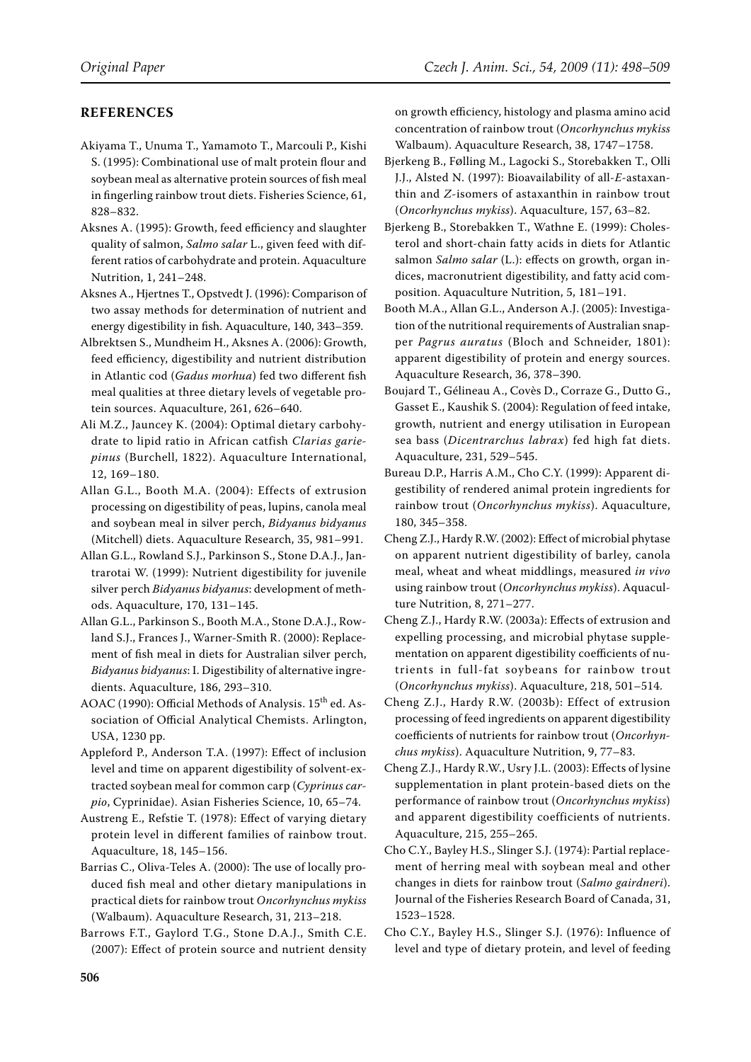## REFERENCES

Akiyama T., Unuma T., Yamamoto T., Marcouli P., Kishi S. (1995): Combinational use of malt protein flour and soybean meal as alternative protein sources of fish meal in fingerling rainbow trout diets. Fisheries Science, 61, 828–832.

Aksnes A. (1995): Growth, feed efficiency and slaughter quality of salmon, *Salmo salar* L., given feed with different ratios of carbohydrate and protein. Aquaculture Nutrition, 1, 241–248.

Aksnes A., Hjertnes T., Opstvedt J. (1996): Comparison of two assay methods for determination of nutrient and energy digestibility in fish. Aquaculture, 140, 343–359.

Albrektsen S., Mundheim H., Aksnes A. (2006): Growth, feed efficiency, digestibility and nutrient distribution in Atlantic cod (*Gadus morhua*) fed two different fish meal qualities at three dietary levels of vegetable protein sources. Aquaculture, 261, 626–640.

Ali M.Z., Jauncey K. (2004): Optimal dietary carbohydrate to lipid ratio in African catfish *Clarias gariepinus* (Burchell, 1822). Aquaculture International, 12, 169–180.

Allan G.L., Booth M.A. (2004): Effects of extrusion processing on digestibility of peas, lupins, canola meal and soybean meal in silver perch, *Bidyanus bidyanus* (Mitchell) diets. Aquaculture Research, 35, 981–991.

Allan G.L., Rowland S.J., Parkinson S., Stone D.A.J., Jantrarotai W. (1999): Nutrient digestibility for juvenile silver perch *Bidyanus bidyanus*: development of methods. Aquaculture, 170, 131–145.

Allan G.L., Parkinson S., Booth M.A., Stone D.A.J., Rowland S.J., Frances J., Warner-Smith R. (2000): Replacement of fish meal in diets for Australian silver perch, *Bidyanus bidyanus*: I. Digestibility of alternative ingredients. Aquaculture, 186, 293–310.

AOAC (1990): Official Methods of Analysis. 15th ed. Association of Official Analytical Chemists. Arlington, USA, 1230 pp.

Appleford P., Anderson T.A. (1997): Effect of inclusion level and time on apparent digestibility of solvent-extracted soybean meal for common carp (*Cyprinus carpio*, Cyprinidae). Asian Fisheries Science, 10, 65–74.

Austreng E., Refstie T. (1978): Effect of varying dietary protein level in different families of rainbow trout. Aquaculture, 18, 145–156.

Barrias C., Oliva-Teles A. (2000): The use of locally produced fish meal and other dietary manipulations in practical diets for rainbow trout *Oncorhynchus mykiss* (Walbaum). Aquaculture Research, 31, 213–218.

Barrows F.T., Gaylord T.G., Stone D.A.J., Smith C.E. (2007): Effect of protein source and nutrient density on growth efficiency, histology and plasma amino acid concentration of rainbow trout (*Oncorhynchus mykiss* Walbaum). Aquaculture Research, 38, 1747–1758.

Bjerkeng B., Følling M., Lagocki S., Storebakken T., Olli J.J., Alsted N. (1997): Bioavailability of all-*E*-astaxanthin and *Z*-isomers of astaxanthin in rainbow trout (*Oncorhynchus mykiss*). Aquaculture, 157, 63–82.

Bjerkeng B., Storebakken T., Wathne E. (1999): Cholesterol and short-chain fatty acids in diets for Atlantic salmon *Salmo salar* (L.): effects on growth, organ indices, macronutrient digestibility, and fatty acid composition. Aquaculture Nutrition, 5, 181–191.

Booth M.A., Allan G.L., Anderson A.J. (2005): Investigation of the nutritional requirements of Australian snapper *Pagrus auratus* (Bloch and Schneider, 1801): apparent digestibility of protein and energy sources. Aquaculture Research, 36, 378–390.

Boujard T., Gélineau A., Covès D., Corraze G., Dutto G., Gasset E., Kaushik S. (2004): Regulation of feed intake, growth, nutrient and energy utilisation in European sea bass (*Dicentrarchus labrax*) fed high fat diets. Aquaculture, 231, 529–545.

Bureau D.P., Harris A.M., Cho C.Y. (1999): Apparent digestibility of rendered animal protein ingredients for rainbow trout (*Oncorhynchus mykiss*). Aquaculture, 180, 345–358.

Cheng Z.J., Hardy R.W. (2002): Effect of microbial phytase on apparent nutrient digestibility of barley, canola meal, wheat and wheat middlings, measured *in vivo* using rainbow trout (*Oncorhynchus mykiss*). Aquaculture Nutrition, 8, 271–277.

Cheng Z.J., Hardy R.W. (2003a): Effects of extrusion and expelling processing, and microbial phytase supplementation on apparent digestibility coefficients of nutrients in full-fat soybeans for rainbow trout (*Oncorhynchus mykiss*). Aquaculture, 218, 501–514.

Cheng Z.J., Hardy R.W. (2003b): Effect of extrusion processing of feed ingredients on apparent digestibility coefficients of nutrients for rainbow trout (*Oncorhynchus mykiss*). Aquaculture Nutrition, 9, 77–83.

Cheng Z.J., Hardy R.W., Usry J.L. (2003): Effects of lysine supplementation in plant protein-based diets on the performance of rainbow trout (*Oncorhynchus mykiss*) and apparent digestibility coefficients of nutrients. Aquaculture, 215, 255–265.

Cho C.Y., Bayley H.S., Slinger S.J. (1974): Partial replacement of herring meal with soybean meal and other changes in diets for rainbow trout (*Salmo gairdneri*). Journal of the Fisheries Research Board of Canada, 31, 1523–1528.

Cho C.Y., Bayley H.S., Slinger S.J. (1976): Influence of level and type of dietary protein, and level of feeding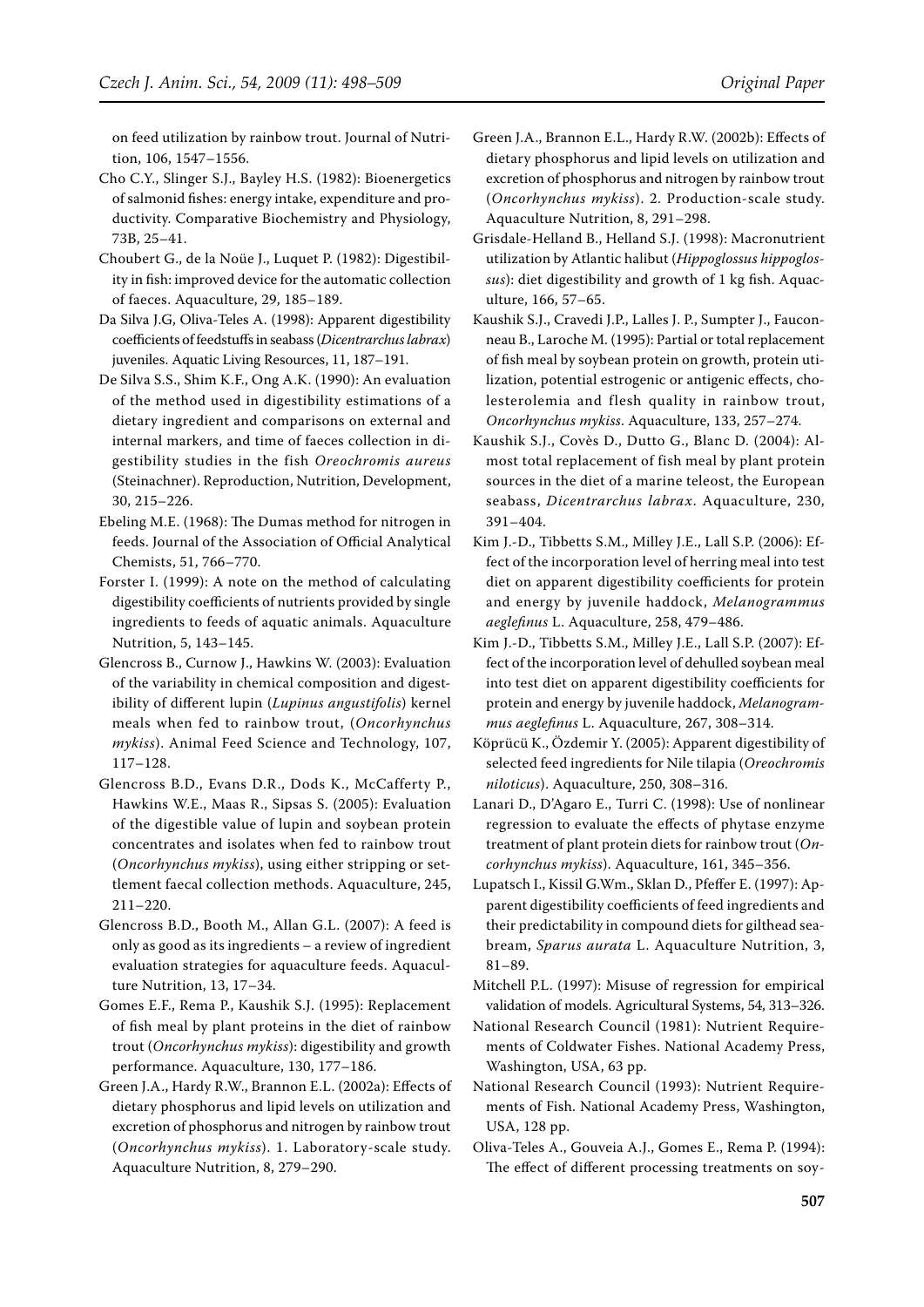on feed utilization by rainbow trout. Journal of Nutrition, 106, 1547–1556.

Cho C.Y., Slinger S.J., Bayley H.S. (1982): Bioenergetics of salmonid fishes: energy intake, expenditure and productivity. Comparative Biochemistry and Physiology, 73B, 25–41.

Choubert G., de la Noüe J., Luquet P. (1982): Digestibility in fish: improved device for the automatic collection of faeces. Aquaculture, 29, 185–189.

Da Silva J.G, Oliva-Teles A. (1998): Apparent digestibility coefficients of feedstuffs in seabass (*Dicentrarchus labrax*) juveniles. Aquatic Living Resources, 11, 187–191.

De Silva S.S., Shim K.F., Ong A.K. (1990): An evaluation of the method used in digestibility estimations of a dietary ingredient and comparisons on external and internal markers, and time of faeces collection in digestibility studies in the fish *Oreochromis aureus* (Steinachner). Reproduction, Nutrition, Development, 30, 215–226.

Ebeling M.E. (1968): The Dumas method for nitrogen in feeds. Journal of the Association of Official Analytical Chemists, 51, 766–770.

Forster I. (1999): A note on the method of calculating digestibility coefficients of nutrients provided by single ingredients to feeds of aquatic animals. Aquaculture Nutrition, 5, 143–145.

Glencross B., Curnow J., Hawkins W. (2003): Evaluation of the variability in chemical composition and digestibility of different lupin (*Lupinus angustifolis*) kernel meals when fed to rainbow trout, (*Oncorhynchus mykiss*). Animal Feed Science and Technology, 107, 117–128.

Glencross B.D., Evans D.R., Dods K., McCafferty P., Hawkins W.E., Maas R., Sipsas S. (2005): Evaluation of the digestible value of lupin and soybean protein concentrates and isolates when fed to rainbow trout (*Oncorhynchus mykiss*), using either stripping or settlement faecal collection methods. Aquaculture, 245, 211–220.

Glencross B.D., Booth M., Allan G.L. (2007): A feed is only as good as its ingredients – a review of ingredient evaluation strategies for aquaculture feeds. Aquaculture Nutrition, 13, 17–34.

Gomes E.F., Rema P., Kaushik S.J. (1995): Replacement of fish meal by plant proteins in the diet of rainbow trout (*Oncorhynchus mykiss*): digestibility and growth performance. Aquaculture, 130, 177–186.

Green J.A., Hardy R.W., Brannon E.L. (2002a): Effects of dietary phosphorus and lipid levels on utilization and excretion of phosphorus and nitrogen by rainbow trout (*Oncorhynchus mykiss*). 1. Laboratory-scale study. Aquaculture Nutrition, 8, 279–290.

Green J.A., Brannon E.L., Hardy R.W. (2002b): Effects of dietary phosphorus and lipid levels on utilization and excretion of phosphorus and nitrogen by rainbow trout (*Oncorhynchus mykiss*). 2. Production-scale study. Aquaculture Nutrition, 8, 291–298.

Grisdale-Helland B., Helland S.J. (1998): Macronutrient utilization by Atlantic halibut (*Hippoglossus hippoglossus*): diet digestibility and growth of 1 kg fish. Aquaculture, 166, 57–65.

Kaushik S.J., Cravedi J.P., Lalles J. P., Sumpter J., Fauconneau B., Laroche M. (1995): Partial or total replacement of fish meal by soybean protein on growth, protein utilization, potential estrogenic or antigenic effects, cholesterolemia and flesh quality in rainbow trout, *Oncorhynchus mykiss*. Aquaculture, 133, 257–274.

Kaushik S.J., Covès D., Dutto G., Blanc D. (2004): Almost total replacement of fish meal by plant protein sources in the diet of a marine teleost, the European seabass, *Dicentrarchus labrax*. Aquaculture, 230, 391–404.

Kim J.-D., Tibbetts S.M., Milley J.E., Lall S.P. (2006): Effect of the incorporation level of herring meal into test diet on apparent digestibility coefficients for protein and energy by juvenile haddock, *Melanogrammus aeglefinus* L. Aquaculture, 258, 479–486.

Kim J.-D., Tibbetts S.M., Milley J.E., Lall S.P. (2007): Effect of the incorporation level of dehulled soybean meal into test diet on apparent digestibility coefficients for protein and energy by juvenile haddock, *Melanogrammus aeglefinus* L. Aquaculture, 267, 308–314.

Köprücü K., Özdemir Y. (2005): Apparent digestibility of selected feed ingredients for Nile tilapia (*Oreochromis niloticus*). Aquaculture, 250, 308–316.

Lanari D., D'Agaro E., Turri C. (1998): Use of nonlinear regression to evaluate the effects of phytase enzyme treatment of plant protein diets for rainbow trout (*Oncorhynchus mykiss*). Aquaculture, 161, 345–356.

Lupatsch I., Kissil G.Wm., Sklan D., Pfeffer E. (1997): Apparent digestibility coefficients of feed ingredients and their predictability in compound diets for gilthead seabream, *Sparus aurata* L. Aquaculture Nutrition, 3, 81–89.

Mitchell P.L. (1997): Misuse of regression for empirical validation of models. Agricultural Systems, 54, 313–326.

National Research Council (1981): Nutrient Requirements of Coldwater Fishes. National Academy Press, Washington, USA, 63 pp.

National Research Council (1993): Nutrient Requirements of Fish. National Academy Press, Washington, USA, 128 pp.

Oliva-Teles A., Gouveia A.J., Gomes E., Rema P. (1994): The effect of different processing treatments on soy-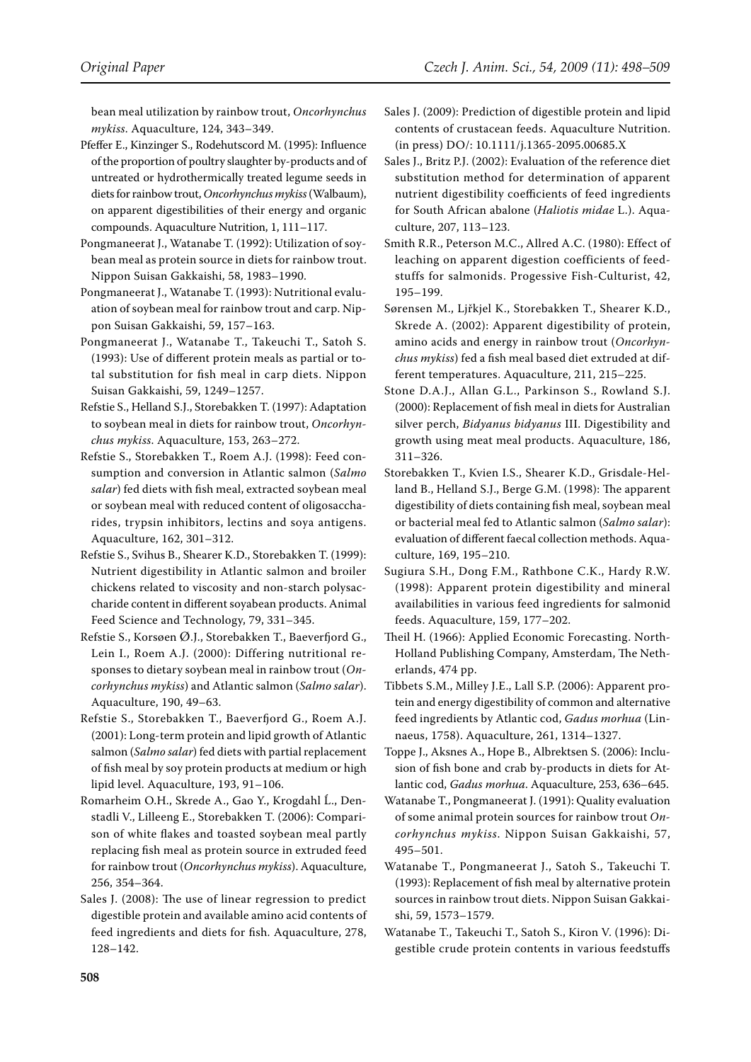bean meal utilization by rainbow trout, *Oncorhynchus mykiss*. Aquaculture, 124, 343–349.

Pfeffer E., Kinzinger S., Rodehutscord M. (1995): Influence of the proportion of poultry slaughter by-products and of untreated or hydrothermically treated legume seeds in diets for rainbow trout, *Oncorhynchus mykiss* (Walbaum), on apparent digestibilities of their energy and organic compounds. Aquaculture Nutrition, 1, 111–117.

Pongmaneerat J., Watanabe T. (1992): Utilization of soybean meal as protein source in diets for rainbow trout. Nippon Suisan Gakkaishi, 58, 1983–1990.

Pongmaneerat J., Watanabe T. (1993): Nutritional evaluation of soybean meal for rainbow trout and carp. Nippon Suisan Gakkaishi, 59, 157–163.

Pongmaneerat J., Watanabe T., Takeuchi T., Satoh S. (1993): Use of different protein meals as partial or total substitution for fish meal in carp diets. Nippon Suisan Gakkaishi, 59, 1249–1257.

Refstie S., Helland S.J., Storebakken T. (1997): Adaptation to soybean meal in diets for rainbow trout, *Oncorhynchus mykiss*. Aquaculture, 153, 263–272.

Refstie S., Storebakken T., Roem A.J. (1998): Feed consumption and conversion in Atlantic salmon (*Salmo salar*) fed diets with fish meal, extracted soybean meal or soybean meal with reduced content of oligosaccharides, trypsin inhibitors, lectins and soya antigens. Aquaculture, 162, 301–312.

Refstie S., Svihus B., Shearer K.D., Storebakken T. (1999): Nutrient digestibility in Atlantic salmon and broiler chickens related to viscosity and non-starch polysaccharide content in different soyabean products. Animal Feed Science and Technology, 79, 331–345.

Refstie S., Korsøen Ø.J., Storebakken T., Baeverfjord G., Lein I., Roem A.J. (2000): Differing nutritional responses to dietary soybean meal in rainbow trout (*Oncorhynchus mykiss*) and Atlantic salmon (*Salmo salar*). Aquaculture, 190, 49–63.

Refstie S., Storebakken T., Baeverfjord G., Roem A.J. (2001): Long-term protein and lipid growth of Atlantic salmon (*Salmo salar*) fed diets with partial replacement of fish meal by soy protein products at medium or high lipid level. Aquaculture, 193, 91–106.

Romarheim O.H., Skrede A., Gao Y., Krogdahl Å., Denstadli V., Lilleeng E., Storebakken T. (2006): Comparison of white flakes and toasted soybean meal partly replacing fish meal as protein source in extruded feed for rainbow trout (*Oncorhynchus mykiss*). Aquaculture, 256, 354–364.

Sales J. (2008): The use of linear regression to predict digestible protein and available amino acid contents of feed ingredients and diets for fish. Aquaculture, 278, 128–142.

Sales J. (2009): Prediction of digestible protein and lipid contents of crustacean feeds. Aquaculture Nutrition. (in press) DO/: 10.1111/j.1365-2095.00685.X

Sales J., Britz P.J. (2002): Evaluation of the reference diet substitution method for determination of apparent nutrient digestibility coefficients of feed ingredients for South African abalone (*Haliotis midae* L.). Aquaculture, 207, 113–123.

Smith R.R., Peterson M.C., Allred A.C. (1980): Effect of leaching on apparent digestion coefficients of feedstuffs for salmonids. Progessive Fish-Culturist, 42, 195–199.

Sørensen M., Ljřkjel K., Storebakken T., Shearer K.D., Skrede A. (2002): Apparent digestibility of protein, amino acids and energy in rainbow trout (*Oncorhynchus mykiss*) fed a fish meal based diet extruded at different temperatures. Aquaculture, 211, 215–225.

Stone D.A.J., Allan G.L., Parkinson S., Rowland S.J. (2000): Replacement of fish meal in diets for Australian silver perch, *Bidyanus bidyanus* III. Digestibility and growth using meat meal products. Aquaculture, 186, 311–326.

Storebakken T., Kvien I.S., Shearer K.D., Grisdale-Helland B., Helland S.J., Berge G.M. (1998): The apparent digestibility of diets containing fish meal, soybean meal or bacterial meal fed to Atlantic salmon (*Salmo salar*): evaluation of different faecal collection methods. Aquaculture, 169, 195–210.

Sugiura S.H., Dong F.M., Rathbone C.K., Hardy R.W. (1998): Apparent protein digestibility and mineral availabilities in various feed ingredients for salmonid feeds. Aquaculture, 159, 177–202.

Theil H. (1966): Applied Economic Forecasting. North-Holland Publishing Company, Amsterdam, The Netherlands, 474 pp.

Tibbets S.M., Milley J.E., Lall S.P. (2006): Apparent protein and energy digestibility of common and alternative feed ingredients by Atlantic cod, *Gadus morhua* (Linnaeus, 1758). Aquaculture, 261, 1314–1327.

Toppe J., Aksnes A., Hope B., Albrektsen S. (2006): Inclusion of fish bone and crab by-products in diets for Atlantic cod, *Gadus morhua*. Aquaculture, 253, 636–645.

Watanabe T., Pongmaneerat J. (1991): Quality evaluation of some animal protein sources for rainbow trout *Oncorhynchus mykiss*. Nippon Suisan Gakkaishi, 57, 495–501.

Watanabe T., Pongmaneerat J., Satoh S., Takeuchi T. (1993): Replacement of fish meal by alternative protein sources in rainbow trout diets. Nippon Suisan Gakkaishi, 59, 1573–1579.

Watanabe T., Takeuchi T., Satoh S., Kiron V. (1996): Digestible crude protein contents in various feedstuffs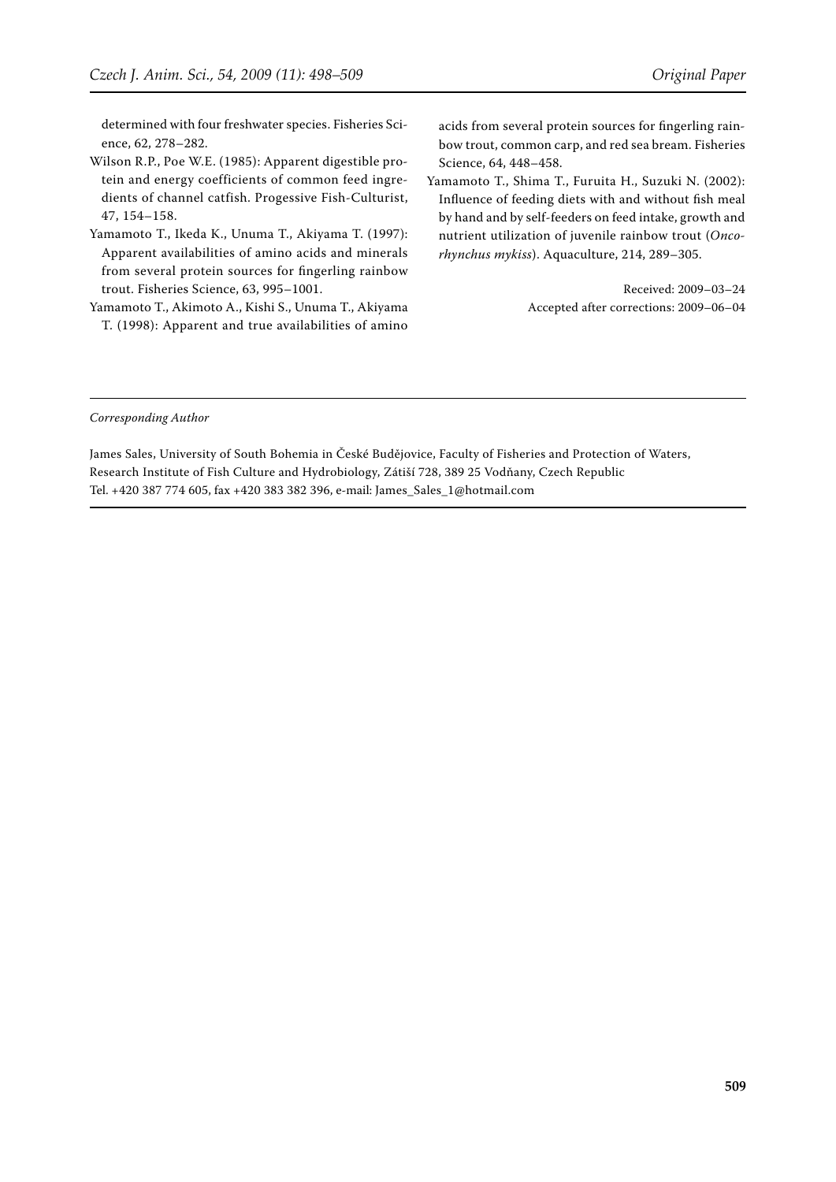determined with four freshwater species. Fisheries Science, 62, 278–282.

Wilson R.P., Poe W.E. (1985): Apparent digestible protein and energy coefficients of common feed ingredients of channel catfish. Progessive Fish-Culturist, 47, 154–158.

Yamamoto T., Ikeda K., Unuma T., Akiyama T. (1997): Apparent availabilities of amino acids and minerals from several protein sources for fingerling rainbow trout. Fisheries Science, 63, 995–1001.

Yamamoto T., Akimoto A., Kishi S., Unuma T., Akiyama T. (1998): Apparent and true availabilities of amino acids from several protein sources for fingerling rainbow trout, common carp, and red sea bream. Fisheries Science, 64, 448–458.

Yamamoto T., Shima T., Furuita H., Suzuki N. (2002): Influence of feeding diets with and without fish meal by hand and by self-feeders on feed intake, growth and nutrient utilization of juvenile rainbow trout (*Oncorhynchus mykiss*). Aquaculture, 214, 289–305.

Received: 2009–03–24
Accepted after corrections: 2009–06–04

*Corresponding Author*

James Sales, University of South Bohemia in České Budějovice, Faculty of Fisheries and Protection of Waters, Research Institute of Fish Culture and Hydrobiology, Zátiší 728, 389 25 Vodňany, Czech Republic
Tel. +420 387 774 605, fax +420 383 382 396, e-mail: James_Sales_1@hotmail.com